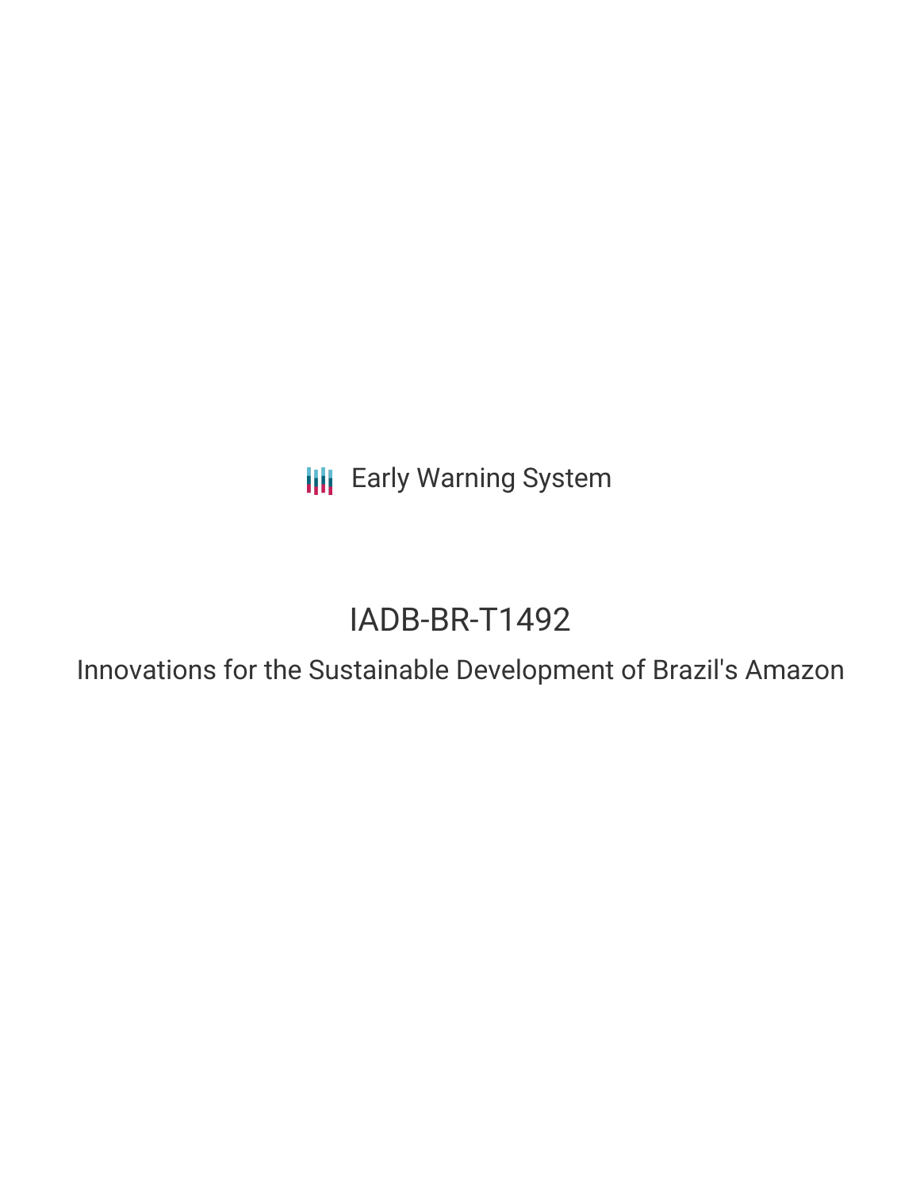Early Warning System

# IADB-BR-T1492

## Innovations for the Sustainable Development of Brazil's Amazon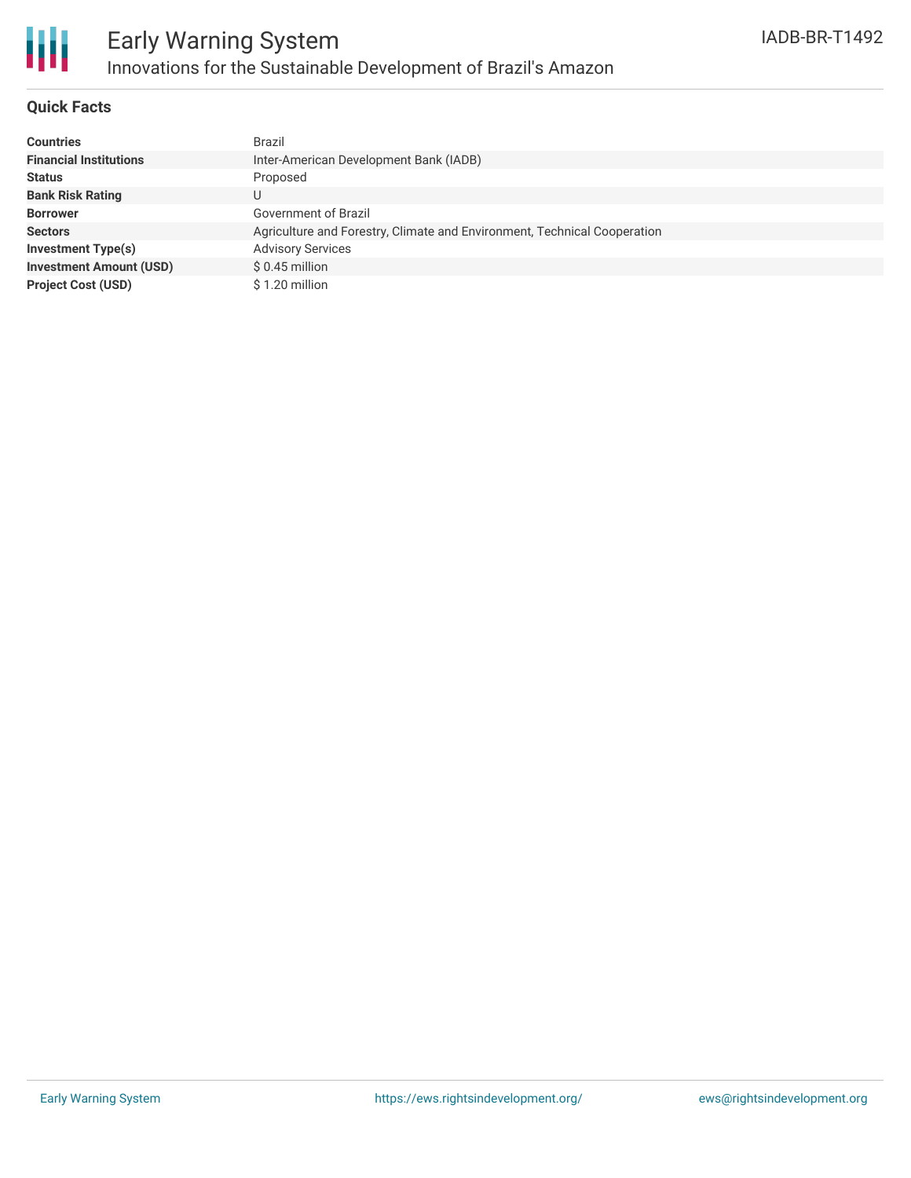# Early Warning System

## Innovations for the Sustainable Development of Brazil's Amazon

IADB-BR-T1492

### Quick Facts

| | |
|---|---|
| **Countries** | Brazil |
| **Financial Institutions** | Inter-American Development Bank (IADB) |
| **Status** | Proposed |
| **Bank Risk Rating** | U |
| **Borrower** | Government of Brazil |
| **Sectors** | Agriculture and Forestry, Climate and Environment, Technical Cooperation |
| **Investment Type(s)** | Advisory Services |
| **Investment Amount (USD)** | $ 0.45 million |
| **Project Cost (USD)** | $ 1.20 million |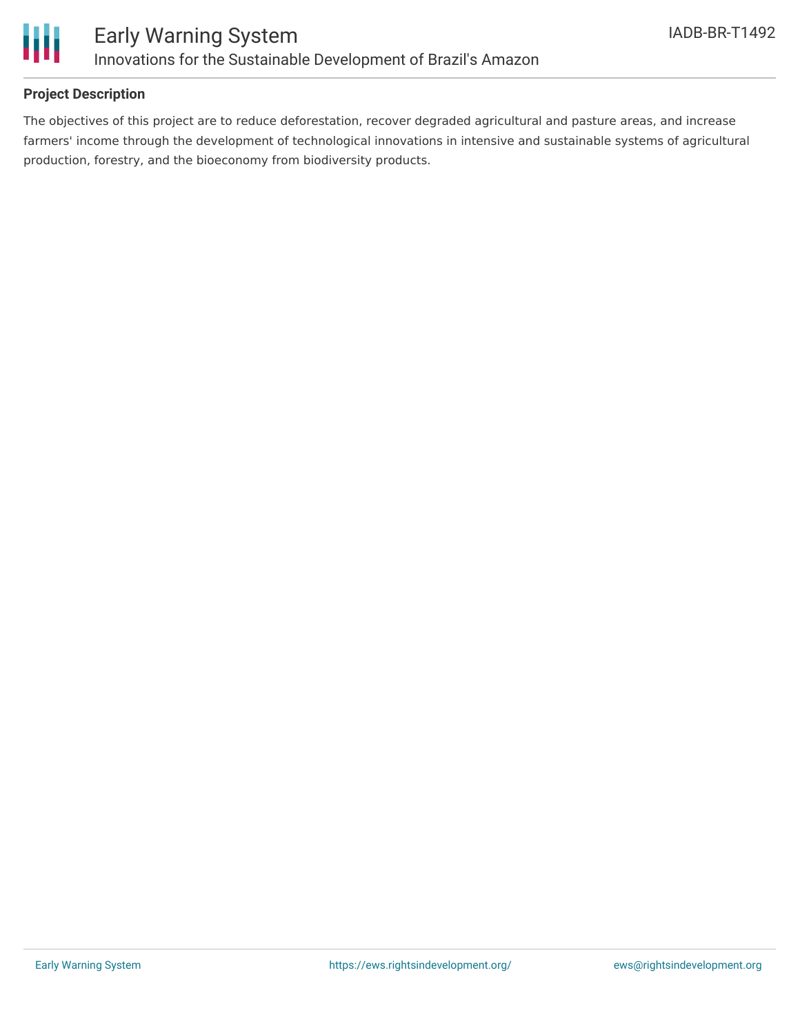## Project Description

The objectives of this project are to reduce deforestation, recover degraded agricultural and pasture areas, and increase farmers' income through the development of technological innovations in intensive and sustainable systems of agricultural production, forestry, and the bioeconomy from biodiversity products.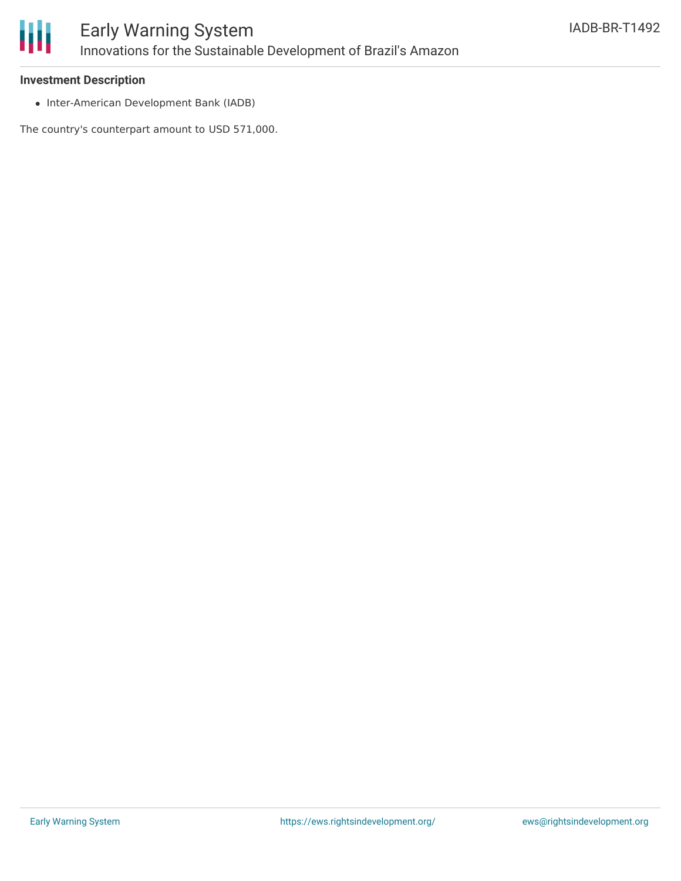**Investment Description**

- Inter-American Development Bank (IADB)

The country's counterpart amount to USD 571,000.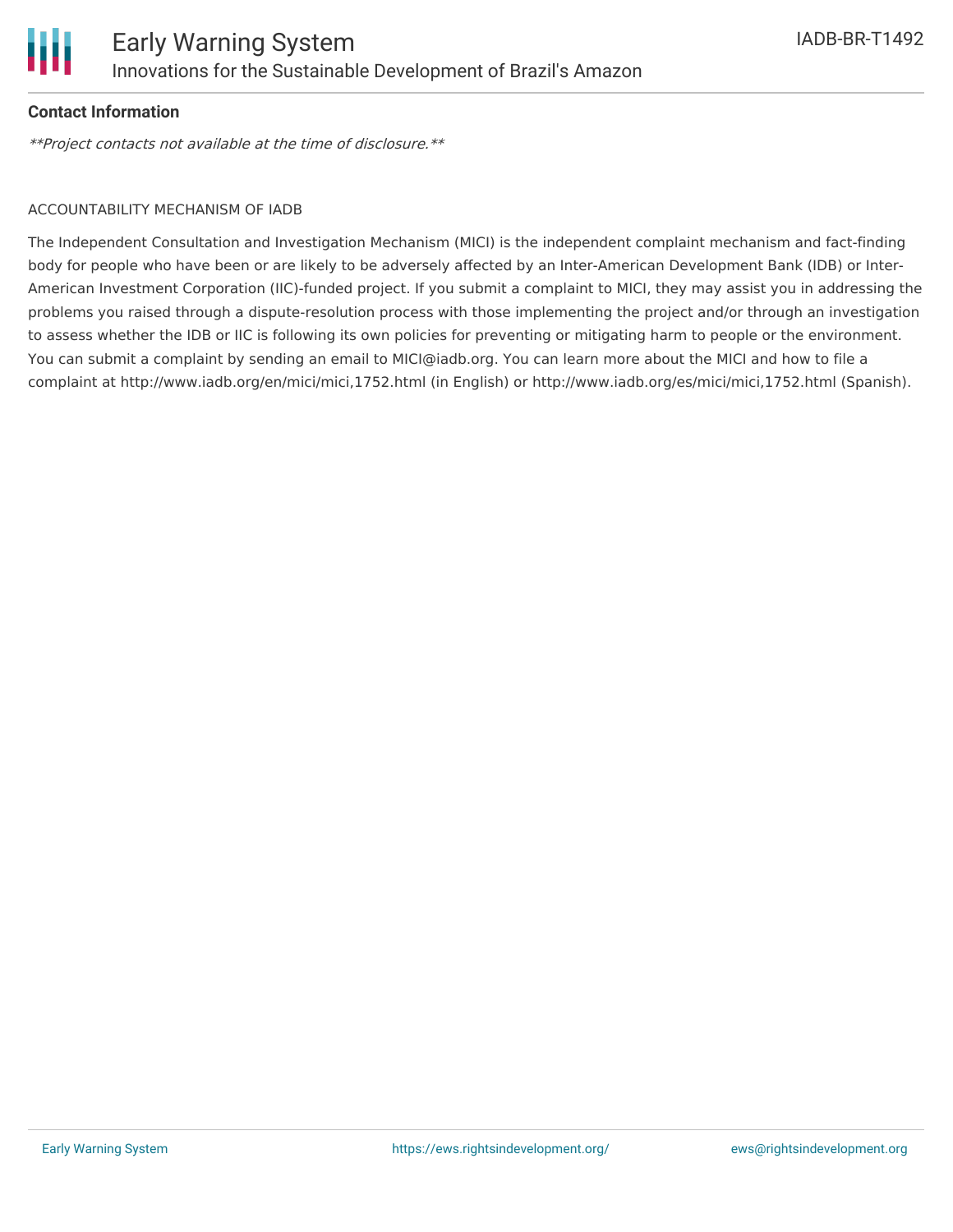**Contact Information**

*\*\*Project contacts not available at the time of disclosure.\*\**

ACCOUNTABILITY MECHANISM OF IADB

The Independent Consultation and Investigation Mechanism (MICI) is the independent complaint mechanism and fact-finding body for people who have been or are likely to be adversely affected by an Inter-American Development Bank (IDB) or Inter-American Investment Corporation (IIC)-funded project. If you submit a complaint to MICI, they may assist you in addressing the problems you raised through a dispute-resolution process with those implementing the project and/or through an investigation to assess whether the IDB or IIC is following its own policies for preventing or mitigating harm to people or the environment. You can submit a complaint by sending an email to MICI@iadb.org. You can learn more about the MICI and how to file a complaint at http://www.iadb.org/en/mici/mici,1752.html (in English) or http://www.iadb.org/es/mici/mici,1752.html (Spanish).